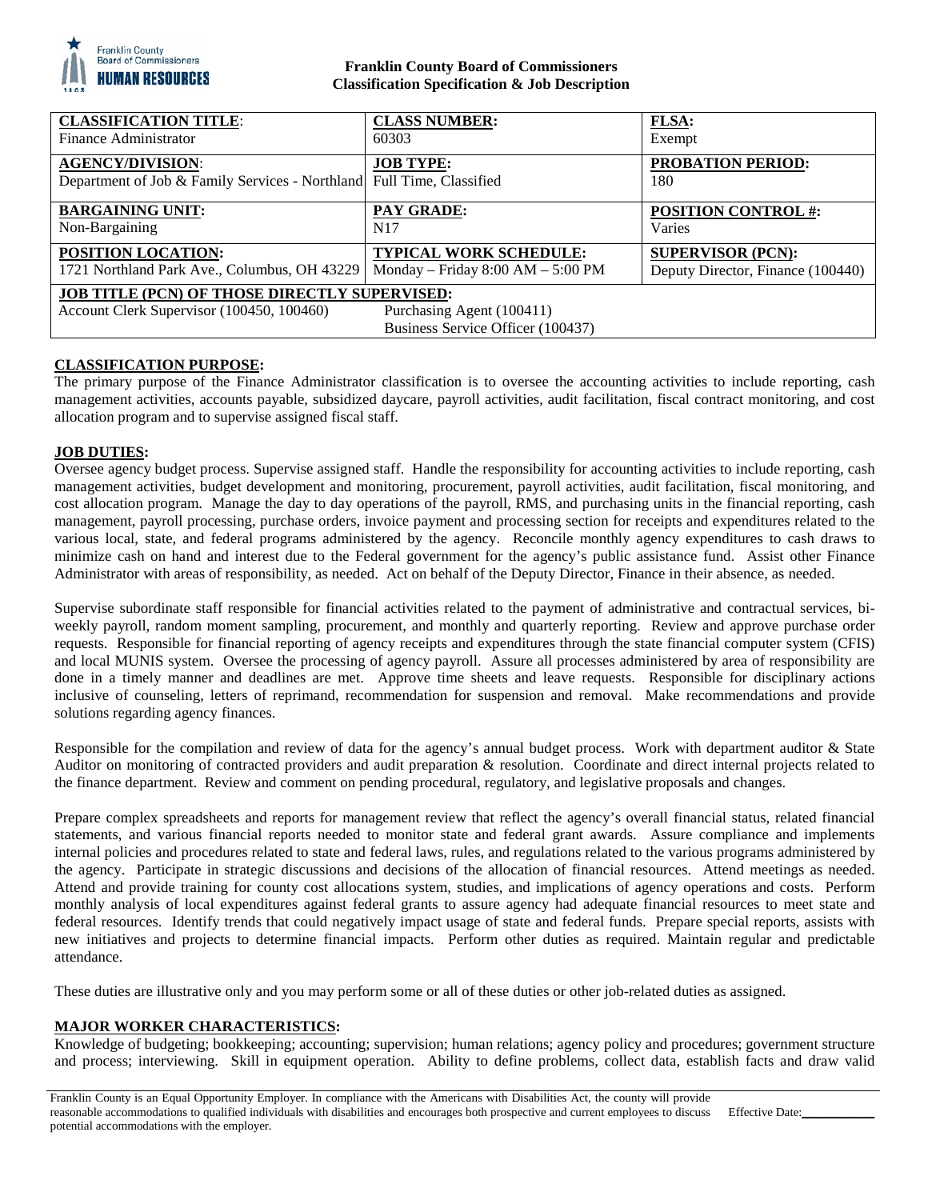**Franklin County Board of Commissioners**
**Classification Specification & Job Description**

| | | |
|---|---|---|
| **CLASSIFICATION TITLE**:<br>Finance Administrator | **CLASS NUMBER:**<br>60303 | **FLSA:**<br>Exempt |
| **AGENCY/DIVISION**:<br>Department of Job & Family Services - Northland | **JOB TYPE:**<br>Full Time, Classified | **PROBATION PERIOD:**<br>180 |
| **BARGAINING UNIT:**<br>Non-Bargaining | **PAY GRADE:**<br>N17 | **POSITION CONTROL #:**<br>Varies |
| **POSITION LOCATION:**<br>1721 Northland Park Ave., Columbus, OH 43229 | **TYPICAL WORK SCHEDULE:**<br>Monday – Friday 8:00 AM – 5:00 PM | **SUPERVISOR (PCN):**<br>Deputy Director, Finance (100440) |
| **JOB TITLE (PCN) OF THOSE DIRECTLY SUPERVISED:**<br>Account Clerk Supervisor (100450, 100460) | Purchasing Agent (100411)<br>Business Service Officer (100437) | |

## CLASSIFICATION PURPOSE:

The primary purpose of the Finance Administrator classification is to oversee the accounting activities to include reporting, cash management activities, accounts payable, subsidized daycare, payroll activities, audit facilitation, fiscal contract monitoring, and cost allocation program and to supervise assigned fiscal staff.

## JOB DUTIES:

Oversee agency budget process. Supervise assigned staff. Handle the responsibility for accounting activities to include reporting, cash management activities, budget development and monitoring, procurement, payroll activities, audit facilitation, fiscal monitoring, and cost allocation program. Manage the day to day operations of the payroll, RMS, and purchasing units in the financial reporting, cash management, payroll processing, purchase orders, invoice payment and processing section for receipts and expenditures related to the various local, state, and federal programs administered by the agency. Reconcile monthly agency expenditures to cash draws to minimize cash on hand and interest due to the Federal government for the agency's public assistance fund. Assist other Finance Administrator with areas of responsibility, as needed. Act on behalf of the Deputy Director, Finance in their absence, as needed.

Supervise subordinate staff responsible for financial activities related to the payment of administrative and contractual services, bi-weekly payroll, random moment sampling, procurement, and monthly and quarterly reporting. Review and approve purchase order requests. Responsible for financial reporting of agency receipts and expenditures through the state financial computer system (CFIS) and local MUNIS system. Oversee the processing of agency payroll. Assure all processes administered by area of responsibility are done in a timely manner and deadlines are met. Approve time sheets and leave requests. Responsible for disciplinary actions inclusive of counseling, letters of reprimand, recommendation for suspension and removal. Make recommendations and provide solutions regarding agency finances.

Responsible for the compilation and review of data for the agency's annual budget process. Work with department auditor & State Auditor on monitoring of contracted providers and audit preparation & resolution. Coordinate and direct internal projects related to the finance department. Review and comment on pending procedural, regulatory, and legislative proposals and changes.

Prepare complex spreadsheets and reports for management review that reflect the agency's overall financial status, related financial statements, and various financial reports needed to monitor state and federal grant awards. Assure compliance and implements internal policies and procedures related to state and federal laws, rules, and regulations related to the various programs administered by the agency. Participate in strategic discussions and decisions of the allocation of financial resources. Attend meetings as needed. Attend and provide training for county cost allocations system, studies, and implications of agency operations and costs. Perform monthly analysis of local expenditures against federal grants to assure agency had adequate financial resources to meet state and federal resources. Identify trends that could negatively impact usage of state and federal funds. Prepare special reports, assists with new initiatives and projects to determine financial impacts. Perform other duties as required. Maintain regular and predictable attendance.

These duties are illustrative only and you may perform some or all of these duties or other job-related duties as assigned.

## MAJOR WORKER CHARACTERISTICS:

Knowledge of budgeting; bookkeeping; accounting; supervision; human relations; agency policy and procedures; government structure and process; interviewing. Skill in equipment operation. Ability to define problems, collect data, establish facts and draw valid

Franklin County is an Equal Opportunity Employer. In compliance with the Americans with Disabilities Act, the county will provide reasonable accommodations to qualified individuals with disabilities and encourages both prospective and current employees to discuss potential accommodations with the employer. Effective Date:\_\_\_\_\_\_\_\_\_\_\_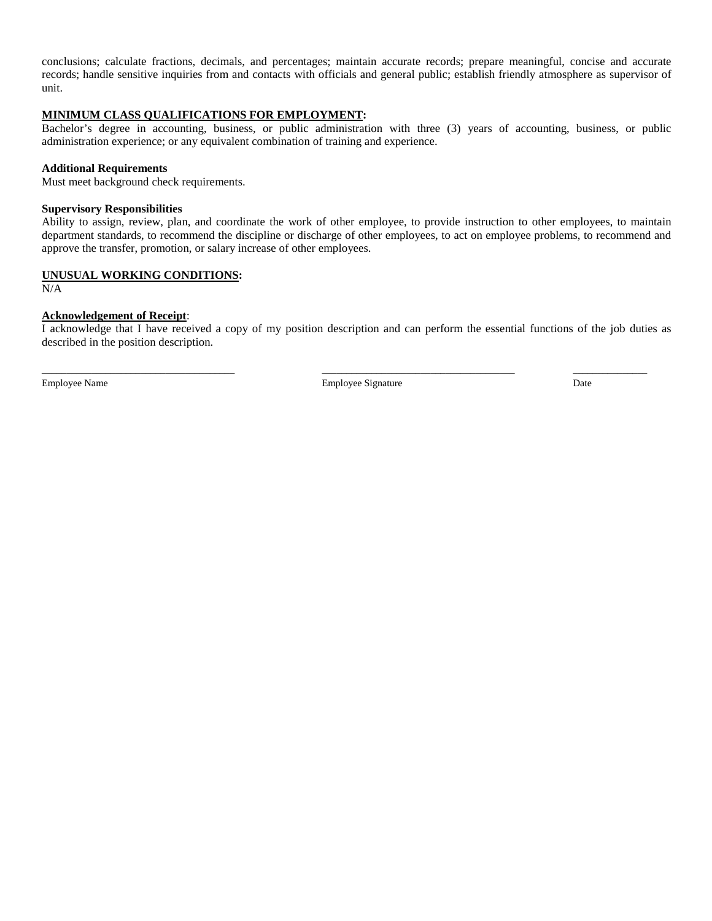conclusions; calculate fractions, decimals, and percentages; maintain accurate records; prepare meaningful, concise and accurate records; handle sensitive inquiries from and contacts with officials and general public; establish friendly atmosphere as supervisor of unit.

**MINIMUM CLASS QUALIFICATIONS FOR EMPLOYMENT:**

Bachelor's degree in accounting, business, or public administration with three (3) years of accounting, business, or public administration experience; or any equivalent combination of training and experience.

**Additional Requirements**

Must meet background check requirements.

**Supervisory Responsibilities**

Ability to assign, review, plan, and coordinate the work of other employee, to provide instruction to other employees, to maintain department standards, to recommend the discipline or discharge of other employees, to act on employee problems, to recommend and approve the transfer, promotion, or salary increase of other employees.

**UNUSUAL WORKING CONDITIONS:**

N/A

**Acknowledgement of Receipt**:

I acknowledge that I have received a copy of my position description and can perform the essential functions of the job duties as described in the position description.

| | | |
|---|---|---|
| ____________________________________ | ____________________________________ | ______________ |
| Employee Name | Employee Signature | Date |